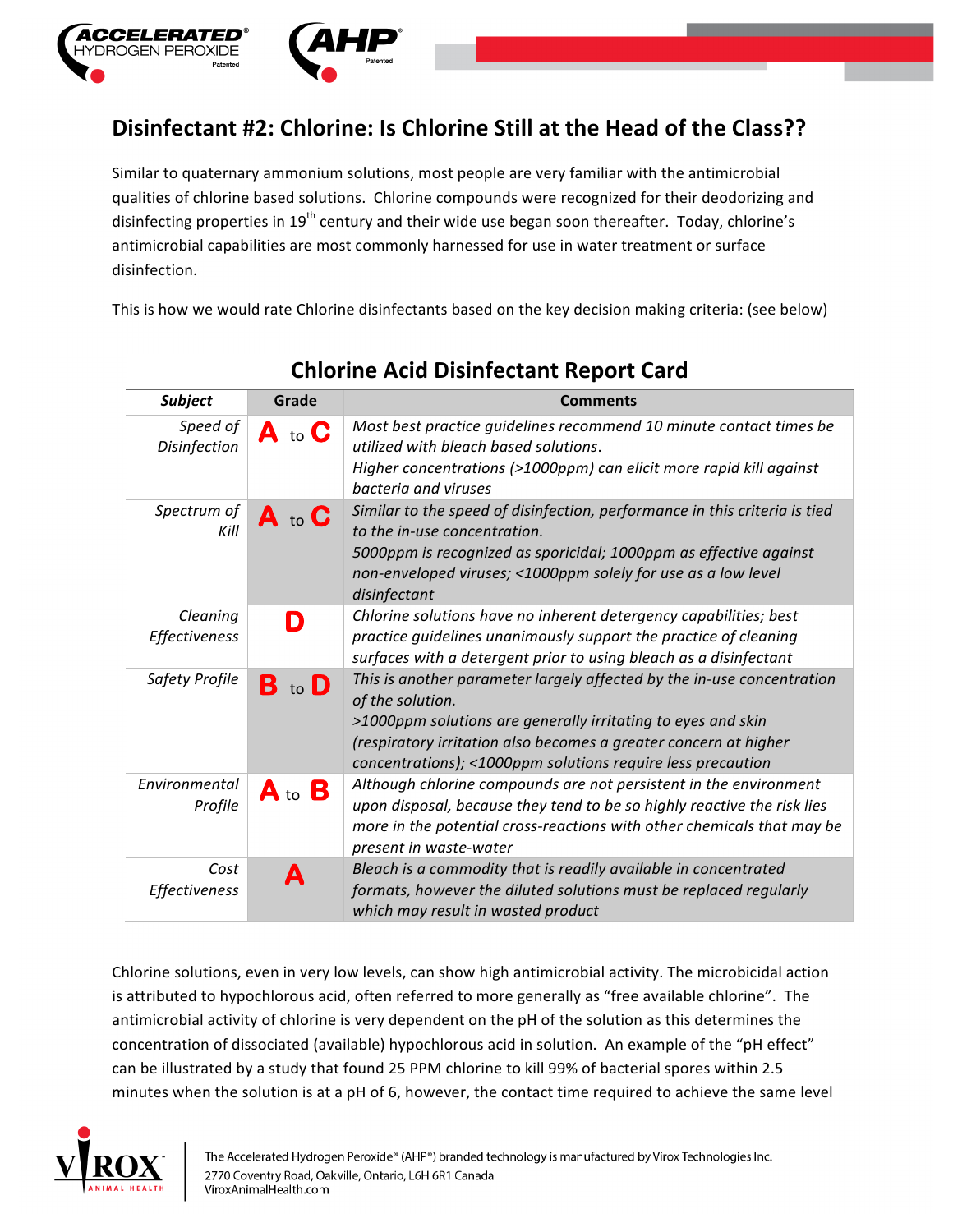## Disinfectant #2: Chlorine: Is Chlorine Still at the Head of the Class??

Similar to quaternary ammonium solutions, most people are very familiar with the antimicrobial qualities of chlorine based solutions. Chlorine compounds were recognized for their deodorizing and disinfecting properties in 19th century and their wide use began soon thereafter. Today, chlorine's antimicrobial capabilities are most commonly harnessed for use in water treatment or surface disinfection.

This is how we would rate Chlorine disinfectants based on the key decision making criteria: (see below)

### Chlorine Acid Disinfectant Report Card

| *Subject* | Grade | Comments |
|---|---|---|
| *Speed of Disinfection* | **A** to **C** | *Most best practice guidelines recommend 10 minute contact times be utilized with bleach based solutions.* *Higher concentrations (>1000ppm) can elicit more rapid kill against bacteria and viruses* |
| *Spectrum of Kill* | **A** to **C** | *Similar to the speed of disinfection, performance in this criteria is tied to the in-use concentration.* *5000ppm is recognized as sporicidal; 1000ppm as effective against non-enveloped viruses; <1000ppm solely for use as a low level disinfectant* |
| *Cleaning Effectiveness* | **D** | *Chlorine solutions have no inherent detergency capabilities; best practice guidelines unanimously support the practice of cleaning surfaces with a detergent prior to using bleach as a disinfectant* |
| *Safety Profile* | **B** to **D** | *This is another parameter largely affected by the in-use concentration of the solution.* *>1000ppm solutions are generally irritating to eyes and skin (respiratory irritation also becomes a greater concern at higher concentrations); <1000ppm solutions require less precaution* |
| *Environmental Profile* | **A** to **B** | *Although chlorine compounds are not persistent in the environment upon disposal, because they tend to be so highly reactive the risk lies more in the potential cross-reactions with other chemicals that may be present in waste-water* |
| *Cost Effectiveness* | **A** | *Bleach is a commodity that is readily available in concentrated formats, however the diluted solutions must be replaced regularly which may result in wasted product* |

Chlorine solutions, even in very low levels, can show high antimicrobial activity. The microbicidal action is attributed to hypochlorous acid, often referred to more generally as "free available chlorine". The antimicrobial activity of chlorine is very dependent on the pH of the solution as this determines the concentration of dissociated (available) hypochlorous acid in solution. An example of the "pH effect" can be illustrated by a study that found 25 PPM chlorine to kill 99% of bacterial spores within 2.5 minutes when the solution is at a pH of 6, however, the contact time required to achieve the same level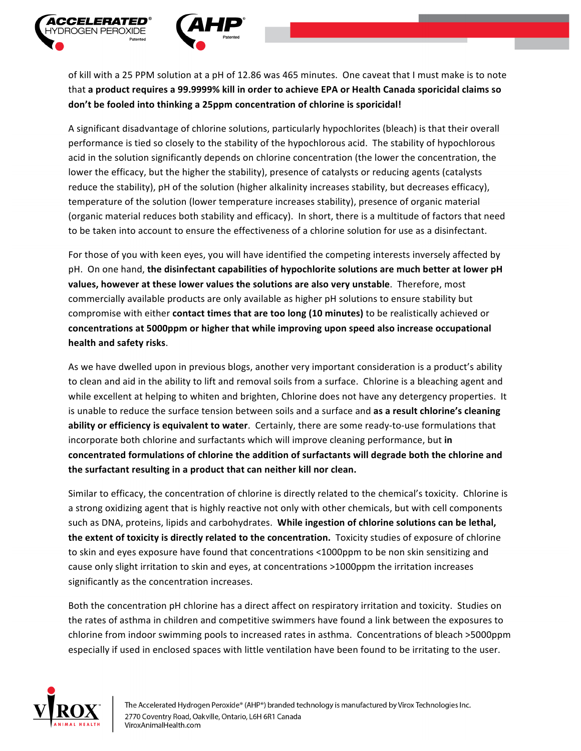of kill with a 25 PPM solution at a pH of 12.86 was 465 minutes. One caveat that I must make is to note that **a product requires a 99.9999% kill in order to achieve EPA or Health Canada sporicidal claims so don't be fooled into thinking a 25ppm concentration of chlorine is sporicidal!**

A significant disadvantage of chlorine solutions, particularly hypochlorites (bleach) is that their overall performance is tied so closely to the stability of the hypochlorous acid. The stability of hypochlorous acid in the solution significantly depends on chlorine concentration (the lower the concentration, the lower the efficacy, but the higher the stability), presence of catalysts or reducing agents (catalysts reduce the stability), pH of the solution (higher alkalinity increases stability, but decreases efficacy), temperature of the solution (lower temperature increases stability), presence of organic material (organic material reduces both stability and efficacy). In short, there is a multitude of factors that need to be taken into account to ensure the effectiveness of a chlorine solution for use as a disinfectant.

For those of you with keen eyes, you will have identified the competing interests inversely affected by pH. On one hand, **the disinfectant capabilities of hypochlorite solutions are much better at lower pH values, however at these lower values the solutions are also very unstable**. Therefore, most commercially available products are only available as higher pH solutions to ensure stability but compromise with either **contact times that are too long (10 minutes)** to be realistically achieved or **concentrations at 5000ppm or higher that while improving upon speed also increase occupational health and safety risks**.

As we have dwelled upon in previous blogs, another very important consideration is a product's ability to clean and aid in the ability to lift and removal soils from a surface. Chlorine is a bleaching agent and while excellent at helping to whiten and brighten, Chlorine does not have any detergency properties. It is unable to reduce the surface tension between soils and a surface and **as a result chlorine's cleaning ability or efficiency is equivalent to water**. Certainly, there are some ready-to-use formulations that incorporate both chlorine and surfactants which will improve cleaning performance, but **in concentrated formulations of chlorine the addition of surfactants will degrade both the chlorine and the surfactant resulting in a product that can neither kill nor clean.**

Similar to efficacy, the concentration of chlorine is directly related to the chemical's toxicity. Chlorine is a strong oxidizing agent that is highly reactive not only with other chemicals, but with cell components such as DNA, proteins, lipids and carbohydrates. **While ingestion of chlorine solutions can be lethal, the extent of toxicity is directly related to the concentration.** Toxicity studies of exposure of chlorine to skin and eyes exposure have found that concentrations <1000ppm to be non skin sensitizing and cause only slight irritation to skin and eyes, at concentrations >1000ppm the irritation increases significantly as the concentration increases.

Both the concentration pH chlorine has a direct affect on respiratory irritation and toxicity. Studies on the rates of asthma in children and competitive swimmers have found a link between the exposures to chlorine from indoor swimming pools to increased rates in asthma. Concentrations of bleach >5000ppm especially if used in enclosed spaces with little ventilation have been found to be irritating to the user.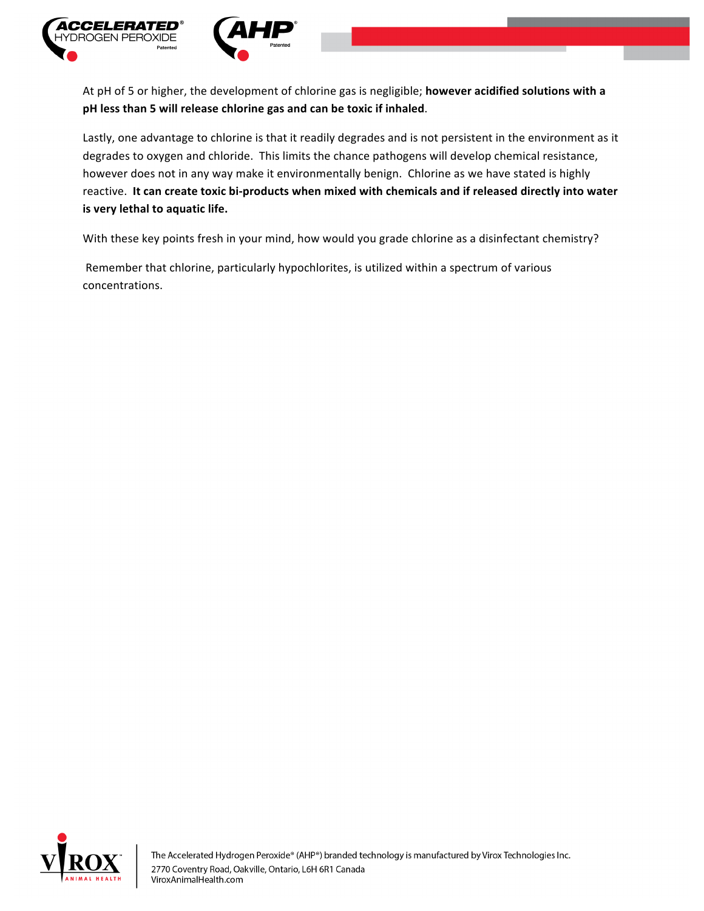At pH of 5 or higher, the development of chlorine gas is negligible; **however acidified solutions with a pH less than 5 will release chlorine gas and can be toxic if inhaled**.

Lastly, one advantage to chlorine is that it readily degrades and is not persistent in the environment as it degrades to oxygen and chloride. This limits the chance pathogens will develop chemical resistance, however does not in any way make it environmentally benign. Chlorine as we have stated is highly reactive. **It can create toxic bi-products when mixed with chemicals and if released directly into water is very lethal to aquatic life.**

With these key points fresh in your mind, how would you grade chlorine as a disinfectant chemistry?

Remember that chlorine, particularly hypochlorites, is utilized within a spectrum of various concentrations.